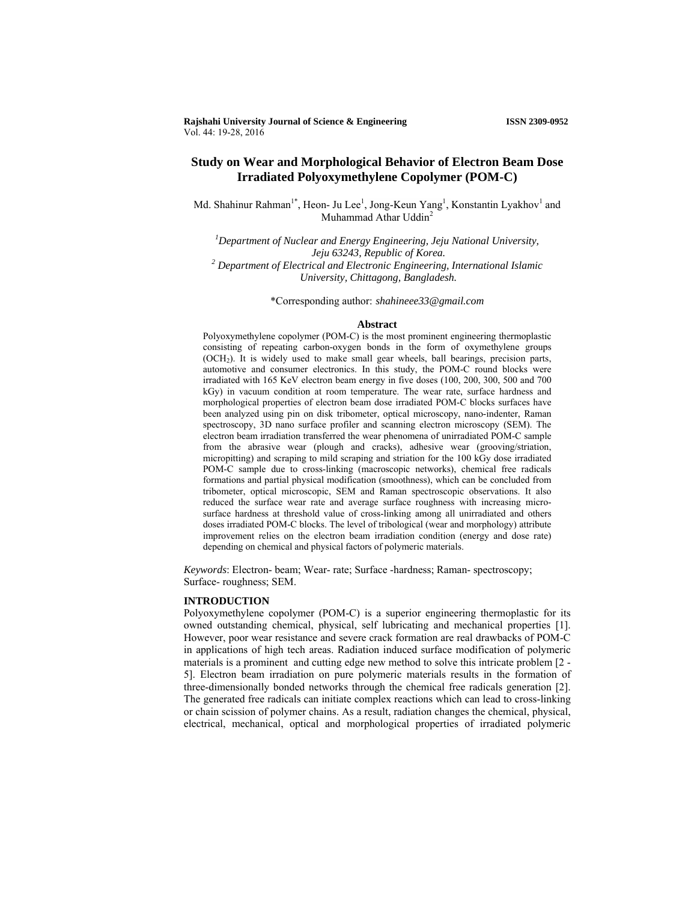# Study on Wear and Morphological Behavior of Electron Beam Dose Irradiated Polyoxymethylene Copolymer (POM-C)

Md. Shahinur Rahman[1*], Heon- Ju Lee[1], Jong-Keun Yang[1], Konstantin Lyakhov[1] and Muhammad Athar Uddin[2]

[1]*Department of Nuclear and Energy Engineering, Jeju National University, Jeju 63243, Republic of Korea.*
[2] *Department of Electrical and Electronic Engineering, International Islamic University, Chittagong, Bangladesh.*

*Corresponding author: *shahineee33@gmail.com*

## Abstract

Polyoxymethylene copolymer (POM-C) is the most prominent engineering thermoplastic consisting of repeating carbon-oxygen bonds in the form of oxymethylene groups ($OCH_2$). It is widely used to make small gear wheels, ball bearings, precision parts, automotive and consumer electronics. In this study, the POM-C round blocks were irradiated with 165 KeV electron beam energy in five doses (100, 200, 300, 500 and 700 kGy) in vacuum condition at room temperature. The wear rate, surface hardness and morphological properties of electron beam dose irradiated POM-C blocks surfaces have been analyzed using pin on disk tribometer, optical microscopy, nano-indenter, Raman spectroscopy, 3D nano surface profiler and scanning electron microscopy (SEM). The electron beam irradiation transferred the wear phenomena of unirradiated POM-C sample from the abrasive wear (plough and cracks), adhesive wear (grooving/striation, micropitting) and scraping to mild scraping and striation for the 100 kGy dose irradiated POM-C sample due to cross-linking (macroscopic networks), chemical free radicals formations and partial physical modification (smoothness), which can be concluded from tribometer, optical microscopic, SEM and Raman spectroscopic observations. It also reduced the surface wear rate and average surface roughness with increasing micro-surface hardness at threshold value of cross-linking among all unirradiated and others doses irradiated POM-C blocks. The level of tribological (wear and morphology) attribute improvement relies on the electron beam irradiation condition (energy and dose rate) depending on chemical and physical factors of polymeric materials.

*Keywords*: Electron- beam; Wear- rate; Surface -hardness; Raman- spectroscopy; Surface- roughness; SEM.

## INTRODUCTION

Polyoxymethylene copolymer (POM-C) is a superior engineering thermoplastic for its owned outstanding chemical, physical, self lubricating and mechanical properties [1]. However, poor wear resistance and severe crack formation are real drawbacks of POM-C in applications of high tech areas. Radiation induced surface modification of polymeric materials is a prominent and cutting edge new method to solve this intricate problem [2 - 5]. Electron beam irradiation on pure polymeric materials results in the formation of three-dimensionally bonded networks through the chemical free radicals generation [2]. The generated free radicals can initiate complex reactions which can lead to cross-linking or chain scission of polymer chains. As a result, radiation changes the chemical, physical, electrical, mechanical, optical and morphological properties of irradiated polymeric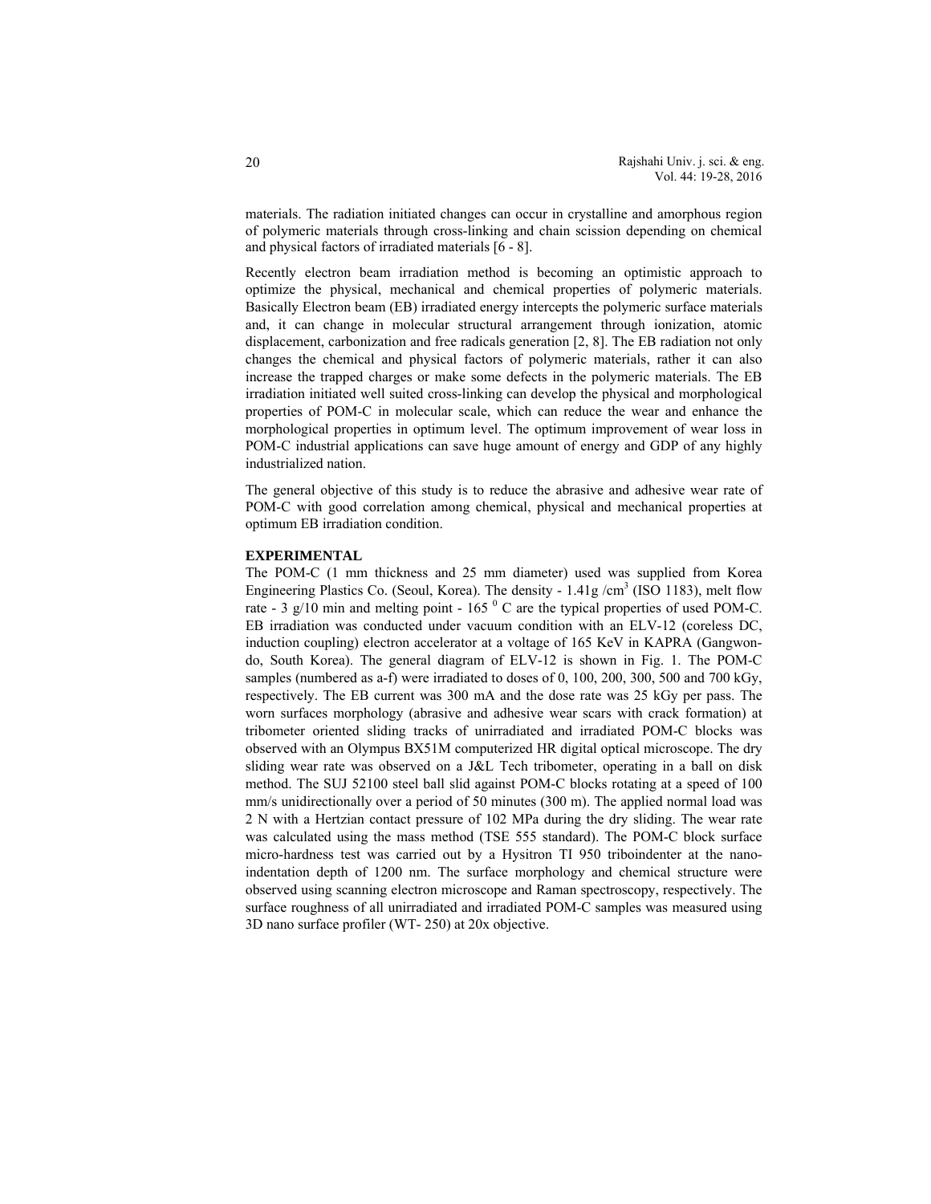materials. The radiation initiated changes can occur in crystalline and amorphous region of polymeric materials through cross-linking and chain scission depending on chemical and physical factors of irradiated materials [6 - 8].

Recently electron beam irradiation method is becoming an optimistic approach to optimize the physical, mechanical and chemical properties of polymeric materials. Basically Electron beam (EB) irradiated energy intercepts the polymeric surface materials and, it can change in molecular structural arrangement through ionization, atomic displacement, carbonization and free radicals generation [2, 8]. The EB radiation not only changes the chemical and physical factors of polymeric materials, rather it can also increase the trapped charges or make some defects in the polymeric materials. The EB irradiation initiated well suited cross-linking can develop the physical and morphological properties of POM-C in molecular scale, which can reduce the wear and enhance the morphological properties in optimum level. The optimum improvement of wear loss in POM-C industrial applications can save huge amount of energy and GDP of any highly industrialized nation.

The general objective of this study is to reduce the abrasive and adhesive wear rate of POM-C with good correlation among chemical, physical and mechanical properties at optimum EB irradiation condition.

## EXPERIMENTAL

The POM-C (1 mm thickness and 25 mm diameter) used was supplied from Korea Engineering Plastics Co. (Seoul, Korea). The density - 1.41g /cm$^3$ (ISO 1183), melt flow rate - 3 g/10 min and melting point - 165 $^0$ C are the typical properties of used POM-C. EB irradiation was conducted under vacuum condition with an ELV-12 (coreless DC, induction coupling) electron accelerator at a voltage of 165 KeV in KAPRA (Gangwon-do, South Korea). The general diagram of ELV-12 is shown in Fig. 1. The POM-C samples (numbered as a-f) were irradiated to doses of 0, 100, 200, 300, 500 and 700 kGy, respectively. The EB current was 300 mA and the dose rate was 25 kGy per pass. The worn surfaces morphology (abrasive and adhesive wear scars with crack formation) at tribometer oriented sliding tracks of unirradiated and irradiated POM-C blocks was observed with an Olympus BX51M computerized HR digital optical microscope. The dry sliding wear rate was observed on a J&L Tech tribometer, operating in a ball on disk method. The SUJ 52100 steel ball slid against POM-C blocks rotating at a speed of 100 mm/s unidirectionally over a period of 50 minutes (300 m). The applied normal load was 2 N with a Hertzian contact pressure of 102 MPa during the dry sliding. The wear rate was calculated using the mass method (TSE 555 standard). The POM-C block surface micro-hardness test was carried out by a Hysitron TI 950 triboindenter at the nano-indentation depth of 1200 nm. The surface morphology and chemical structure were observed using scanning electron microscope and Raman spectroscopy, respectively. The surface roughness of all unirradiated and irradiated POM-C samples was measured using 3D nano surface profiler (WT- 250) at 20x objective.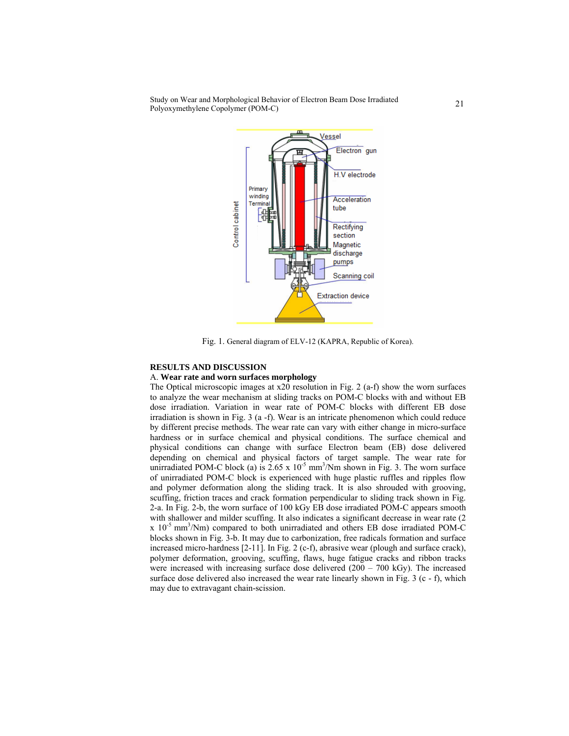Vessel

Electron gun

H.V electrode

Acceleration tube

Rectifying section

Magnetic discharge pumps

Scanning coil

Extraction device

Primary winding Terminal

Control cabinet

Fig. 1. General diagram of ELV-12 (KAPRA, Republic of Korea).

## RESULTS AND DISCUSSION

### A. Wear rate and worn surfaces morphology

The Optical microscopic images at x20 resolution in Fig. 2 (a-f) show the worn surfaces to analyze the wear mechanism at sliding tracks on POM-C blocks with and without EB dose irradiation. Variation in wear rate of POM-C blocks with different EB dose irradiation is shown in Fig. 3 (a -f). Wear is an intricate phenomenon which could reduce by different precise methods. The wear rate can vary with either change in micro-surface hardness or in surface chemical and physical conditions. The surface chemical and physical conditions can change with surface Electron beam (EB) dose delivered depending on chemical and physical factors of target sample. The wear rate for unirradiated POM-C block (a) is $2.65 \times 10^{-5}$ $mm^3/Nm$ shown in Fig. 3. The worn surface of unirradiated POM-C block is experienced with huge plastic ruffles and ripples flow and polymer deformation along the sliding track. It is also shrouded with grooving, scuffing, friction traces and crack formation perpendicular to sliding track shown in Fig. 2-a. In Fig. 2-b, the worn surface of 100 kGy EB dose irradiated POM-C appears smooth with shallower and milder scuffing. It also indicates a significant decrease in wear rate ($2 \times 10^{-5}$ $mm^3/Nm$) compared to both unirradiated and others EB dose irradiated POM-C blocks shown in Fig. 3-b. It may due to carbonization, free radicals formation and surface increased micro-hardness [2-11]. In Fig. 2 (c-f), abrasive wear (plough and surface crack), polymer deformation, grooving, scuffing, flaws, huge fatigue cracks and ribbon tracks were increased with increasing surface dose delivered (200 – 700 kGy). The increased surface dose delivered also increased the wear rate linearly shown in Fig. 3 (c - f), which may due to extravagant chain-scission.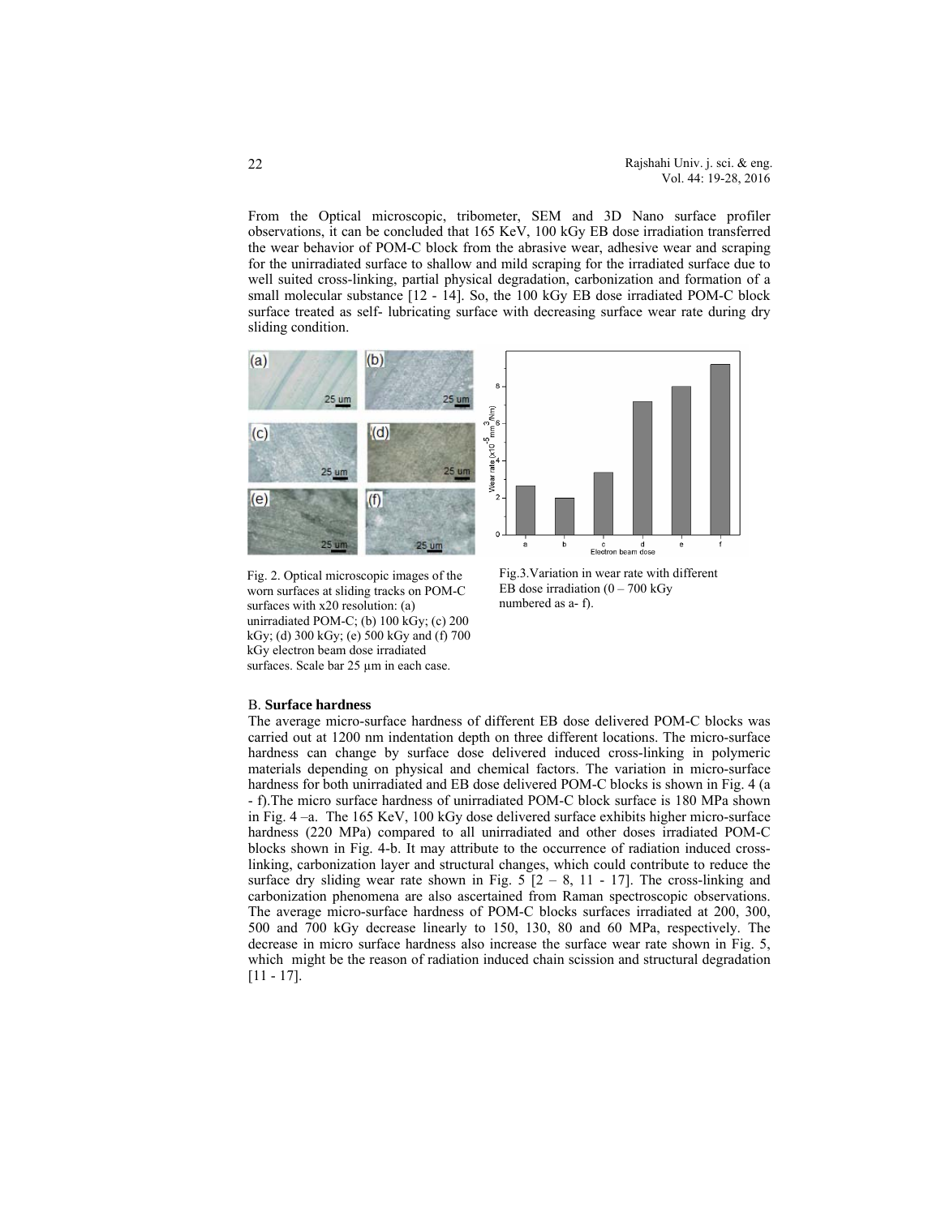From the Optical microscopic, tribometer, SEM and 3D Nano surface profiler observations, it can be concluded that 165 KeV, 100 kGy EB dose irradiation transferred the wear behavior of POM-C block from the abrasive wear, adhesive wear and scraping for the unirradiated surface to shallow and mild scraping for the irradiated surface due to well suited cross-linking, partial physical degradation, carbonization and formation of a small molecular substance [12 - 14]. So, the 100 kGy EB dose irradiated POM-C block surface treated as self- lubricating surface with decreasing surface wear rate during dry sliding condition.

(a) 25 um
(b) 25 um
(c) 25 um
(d) 25 um
(e) 25 um
(f) 25 um

Fig. 2. Optical microscopic images of the worn surfaces at sliding tracks on POM-C surfaces with x20 resolution: (a) unirradiated POM-C; (b) 100 kGy; (c) 200 kGy; (d) 300 kGy; (e) 500 kGy and (f) 700 kGy electron beam dose irradiated surfaces. Scale bar 25 µm in each case.

Wear rate ($x10^{-5}$ $mm^3$/Nm)
0
2
4
6
8
a b c d e f
Electron beam dose

Fig.3. Variation in wear rate with different EB dose irradiation (0 – 700 kGy numbered as a- f).

## B. **Surface hardness**

The average micro-surface hardness of different EB dose delivered POM-C blocks was carried out at 1200 nm indentation depth on three different locations. The micro-surface hardness can change by surface dose delivered induced cross-linking in polymeric materials depending on physical and chemical factors. The variation in micro-surface hardness for both unirradiated and EB dose delivered POM-C blocks is shown in Fig. 4 (a - f).The micro surface hardness of unirradiated POM-C block surface is 180 MPa shown in Fig. 4 –a. The 165 KeV, 100 kGy dose delivered surface exhibits higher micro-surface hardness (220 MPa) compared to all unirradiated and other doses irradiated POM-C blocks shown in Fig. 4-b. It may attribute to the occurrence of radiation induced cross-linking, carbonization layer and structural changes, which could contribute to reduce the surface dry sliding wear rate shown in Fig. 5 [2 – 8, 11 - 17]. The cross-linking and carbonization phenomena are also ascertained from Raman spectroscopic observations. The average micro-surface hardness of POM-C blocks surfaces irradiated at 200, 300, 500 and 700 kGy decrease linearly to 150, 130, 80 and 60 MPa, respectively. The decrease in micro surface hardness also increase the surface wear rate shown in Fig. 5, which might be the reason of radiation induced chain scission and structural degradation [11 - 17].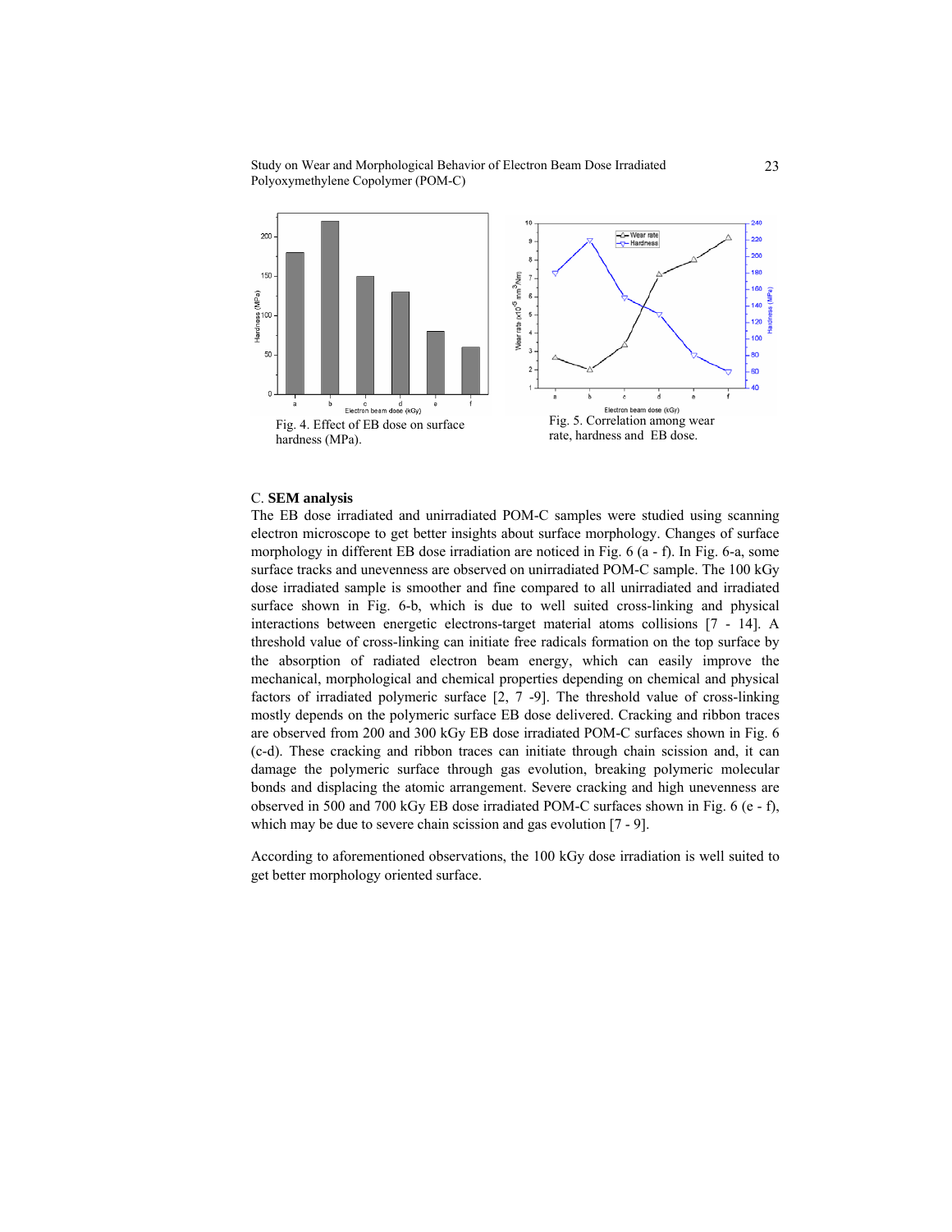200
150
100
50
0
Hardness (MPa)
a b c d e f
Electron beam dose (kGy)

Fig. 4. Effect of EB dose on surface hardness (MPa).

10
9
8
7
6
5
4
3
2
1
Wear rate (x10$^{-5}$ mm$^3$/Nm)
240
220
200
180
160
140
120
100
80
60
40
Hardness (MPa)
Wear rate
Hardness
a b c d e f
Electron beam dose (kGy)

Fig. 5. Correlation among wear rate, hardness and EB dose.

C. **SEM analysis**

The EB dose irradiated and unirradiated POM-C samples were studied using scanning electron microscope to get better insights about surface morphology. Changes of surface morphology in different EB dose irradiation are noticed in Fig. 6 (a - f). In Fig. 6-a, some surface tracks and unevenness are observed on unirradiated POM-C sample. The 100 kGy dose irradiated sample is smoother and fine compared to all unirradiated and irradiated surface shown in Fig. 6-b, which is due to well suited cross-linking and physical interactions between energetic electrons-target material atoms collisions [7 - 14]. A threshold value of cross-linking can initiate free radicals formation on the top surface by the absorption of radiated electron beam energy, which can easily improve the mechanical, morphological and chemical properties depending on chemical and physical factors of irradiated polymeric surface [2, 7 -9]. The threshold value of cross-linking mostly depends on the polymeric surface EB dose delivered. Cracking and ribbon traces are observed from 200 and 300 kGy EB dose irradiated POM-C surfaces shown in Fig. 6 (c-d). These cracking and ribbon traces can initiate through chain scission and, it can damage the polymeric surface through gas evolution, breaking polymeric molecular bonds and displacing the atomic arrangement. Severe cracking and high unevenness are observed in 500 and 700 kGy EB dose irradiated POM-C surfaces shown in Fig. 6 (e - f), which may be due to severe chain scission and gas evolution [7 - 9].

According to aforementioned observations, the 100 kGy dose irradiation is well suited to get better morphology oriented surface.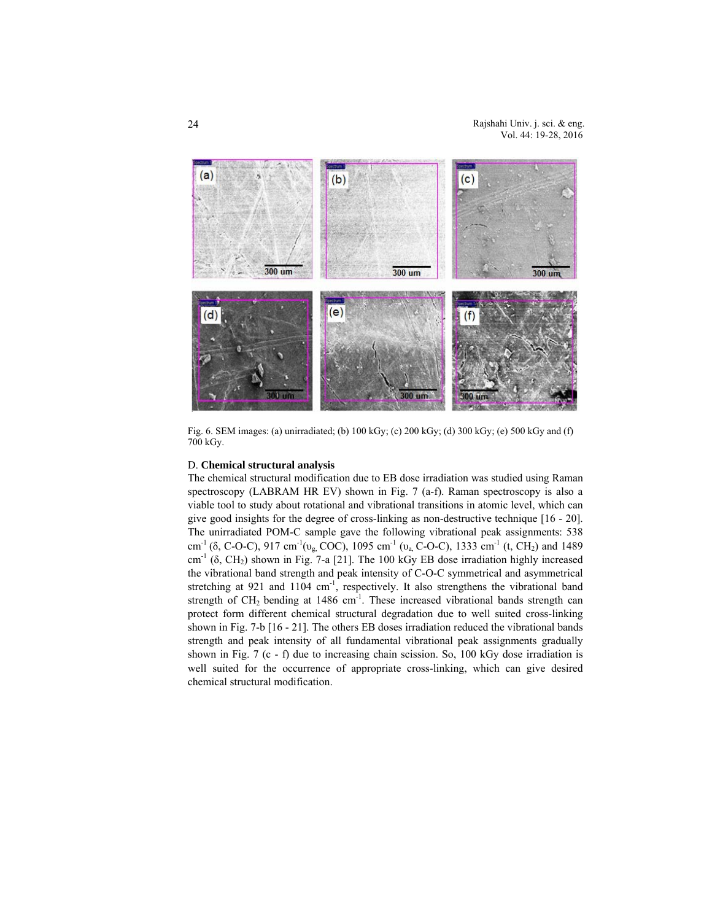(a)
300 um

(b)
300 um

(c)
300 um

(d)
300 um

(e)
300 um

(f)
300 um

Fig. 6. SEM images: (a) unirradiated; (b) 100 kGy; (c) 200 kGy; (d) 300 kGy; (e) 500 kGy and (f) 700 kGy.

D. **Chemical structural analysis**

The chemical structural modification due to EB dose irradiation was studied using Raman spectroscopy (LABRAM HR EV) shown in Fig. 7 (a-f). Raman spectroscopy is also a viable tool to study about rotational and vibrational transitions in atomic level, which can give good insights for the degree of cross-linking as non-destructive technique [16 - 20]. The unirradiated POM-C sample gave the following vibrational peak assignments: 538 $cm^{-1}$ (δ, C-O-C), 917 $cm^{-1}$($\upsilon_g$, COC), 1095 $cm^{-1}$ ($\upsilon_a$, C-O-C), 1333 $cm^{-1}$ (t, $CH_2$) and 1489 $cm^{-1}$ (δ, $CH_2$) shown in Fig. 7-a [21]. The 100 kGy EB dose irradiation highly increased the vibrational band strength and peak intensity of C-O-C symmetrical and asymmetrical stretching at 921 and 1104 $cm^{-1}$, respectively. It also strengthens the vibrational band strength of $CH_2$ bending at 1486 $cm^{-1}$. These increased vibrational bands strength can protect form different chemical structural degradation due to well suited cross-linking shown in Fig. 7-b [16 - 21]. The others EB doses irradiation reduced the vibrational bands strength and peak intensity of all fundamental vibrational peak assignments gradually shown in Fig. 7 (c - f) due to increasing chain scission. So, 100 kGy dose irradiation is well suited for the occurrence of appropriate cross-linking, which can give desired chemical structural modification.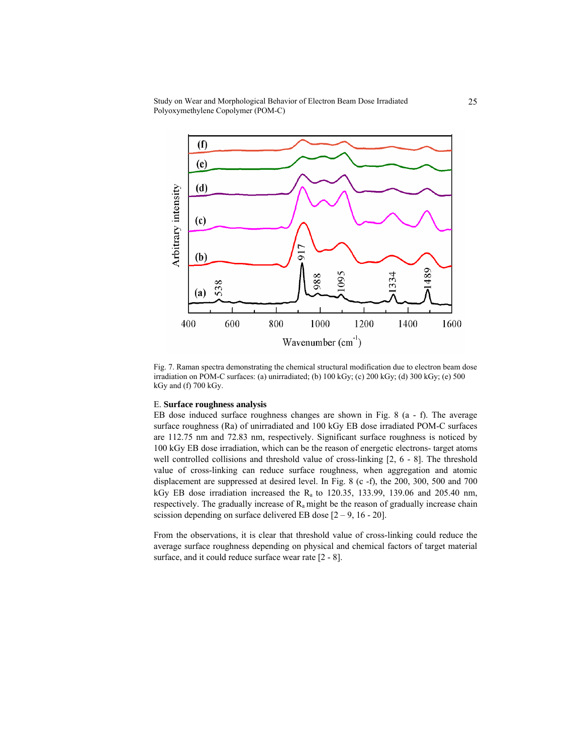(f)
(e)
(d)
(c)
(b)
(a)
Arbitrary intensity
538
917
988
1095
1334
1489
400 600 800 1000 1200 1400 1600
Wavenumber (cm$^{-1}$)

Fig. 7. Raman spectra demonstrating the chemical structural modification due to electron beam dose irradiation on POM-C surfaces: (a) unirradiated; (b) 100 kGy; (c) 200 kGy; (d) 300 kGy; (e) 500 kGy and (f) 700 kGy.

E. **Surface roughness analysis**

EB dose induced surface roughness changes are shown in Fig. 8 (a - f). The average surface roughness (Ra) of unirradiated and 100 kGy EB dose irradiated POM-C surfaces are 112.75 nm and 72.83 nm, respectively. Significant surface roughness is noticed by 100 kGy EB dose irradiation, which can be the reason of energetic electrons- target atoms well controlled collisions and threshold value of cross-linking [2, 6 - 8]. The threshold value of cross-linking can reduce surface roughness, when aggregation and atomic displacement are suppressed at desired level. In Fig. 8 (c -f), the 200, 300, 500 and 700 kGy EB dose irradiation increased the $R_a$ to 120.35, 133.99, 139.06 and 205.40 nm, respectively. The gradually increase of $R_a$ might be the reason of gradually increase chain scission depending on surface delivered EB dose [2 – 9, 16 - 20].

From the observations, it is clear that threshold value of cross-linking could reduce the average surface roughness depending on physical and chemical factors of target material surface, and it could reduce surface wear rate [2 - 8].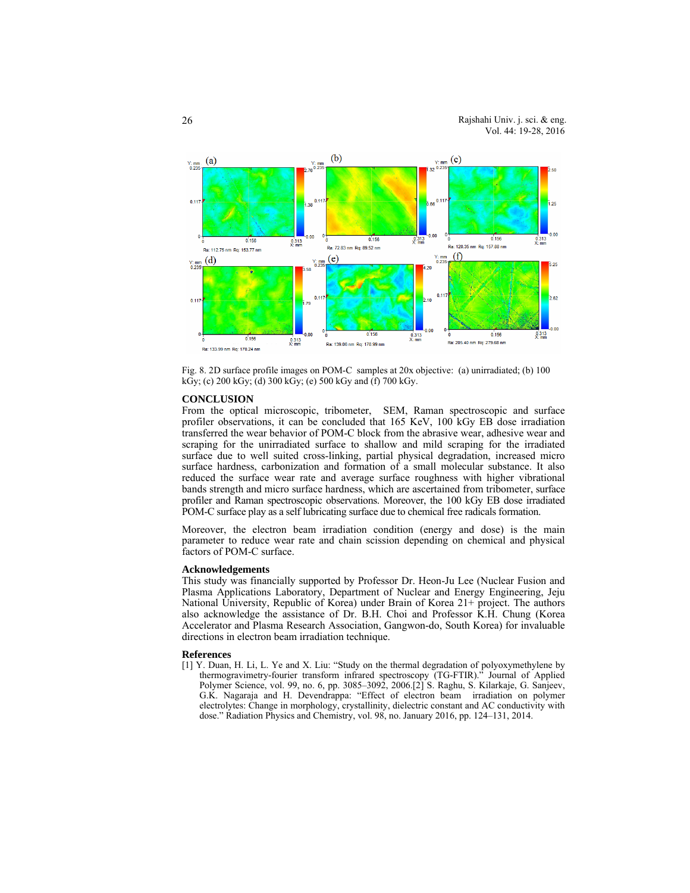(a)
Y: mm 0.235
0.117
0
0 0.156 0.313 X: mm
2.76 1.38 -0.00
Ra: 112.75 nm Rq: 153.77 nm

(b)
Y: mm 0.235
0.117
0
0 0.156 0.313 X: mm
1.32 0.66 -0.00
Ra: 72.83 nm Rq: 89.52 nm

(c)
Y: mm 0.235
0.117
0
0 0.156 0.313 X: mm
2.50 1.25 0.00
Ra: 120.35 nm Rq: 157.88 nm

(d)
Y: mm 0.235
0.117
0
0 0.156 0.313 X: mm
3.58 1.79 -0.00
Ra: 133.99 nm Rq: 170.24 nm

(e)
Y: mm 0.235
0.117
0
0 0.156 0.313 X: mm
4.20 2.10 0.00
Ra: 139.06 nm Rq: 178.99 nm

(f)
Y: mm 0.235
0.117
0
0 0.156 0.313 X: mm
5.25 2.62 -0.00
Ra: 205.40 nm Rq: 279.68 nm

Fig. 8. 2D surface profile images on POM-C samples at 20x objective: (a) unirradiated; (b) 100 kGy; (c) 200 kGy; (d) 300 kGy; (e) 500 kGy and (f) 700 kGy.

## CONCLUSION

From the optical microscopic, tribometer, SEM, Raman spectroscopic and surface profiler observations, it can be concluded that 165 KeV, 100 kGy EB dose irradiation transferred the wear behavior of POM-C block from the abrasive wear, adhesive wear and scraping for the unirradiated surface to shallow and mild scraping for the irradiated surface due to well suited cross-linking, partial physical degradation, increased micro surface hardness, carbonization and formation of a small molecular substance. It also reduced the surface wear rate and average surface roughness with higher vibrational bands strength and micro surface hardness, which are ascertained from tribometer, surface profiler and Raman spectroscopic observations. Moreover, the 100 kGy EB dose irradiated POM-C surface play as a self lubricating surface due to chemical free radicals formation.

Moreover, the electron beam irradiation condition (energy and dose) is the main parameter to reduce wear rate and chain scission depending on chemical and physical factors of POM-C surface.

### Acknowledgements

This study was financially supported by Professor Dr. Heon-Ju Lee (Nuclear Fusion and Plasma Applications Laboratory, Department of Nuclear and Energy Engineering, Jeju National University, Republic of Korea) under Brain of Korea 21+ project. The authors also acknowledge the assistance of Dr. B.H. Choi and Professor K.H. Chung (Korea Accelerator and Plasma Research Association, Gangwon-do, South Korea) for invaluable directions in electron beam irradiation technique.

### References

[1] Y. Duan, H. Li, L. Ye and X. Liu: "Study on the thermal degradation of polyoxymethylene by thermogravimetry-fourier transform infrared spectroscopy (TG-FTIR)." Journal of Applied Polymer Science, vol. 99, no. 6, pp. 3085–3092, 2006.[2] S. Raghu, S. Kilarkaje, G. Sanjeev, G.K. Nagaraja and H. Devendrappa: "Effect of electron beam irradiation on polymer electrolytes: Change in morphology, crystallinity, dielectric constant and AC conductivity with dose." Radiation Physics and Chemistry, vol. 98, no. January 2016, pp. 124–131, 2014.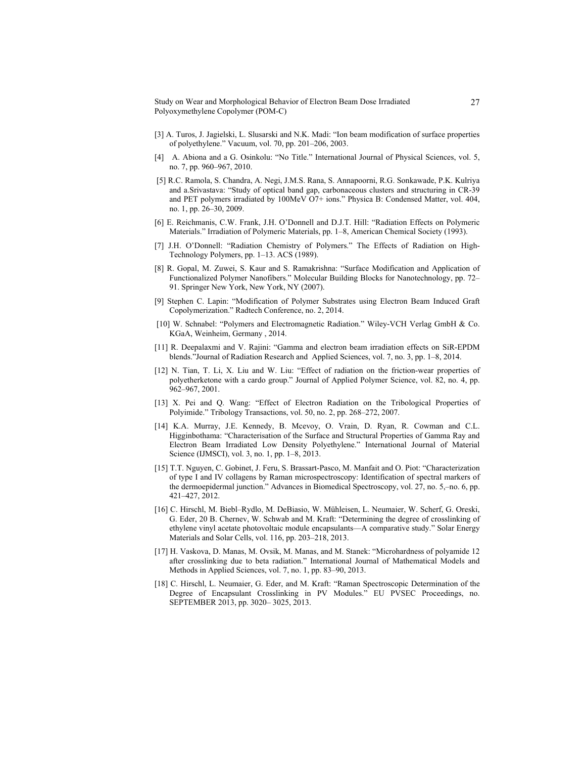[3] A. Turos, J. Jagielski, L. Slusarski and N.K. Madi: "Ion beam modification of surface properties of polyethylene." Vacuum, vol. 70, pp. 201–206, 2003.

[4] A. Abiona and a G. Osinkolu: "No Title." International Journal of Physical Sciences, vol. 5, no. 7, pp. 960–967, 2010.

[5] R.C. Ramola, S. Chandra, A. Negi, J.M.S. Rana, S. Annapoorni, R.G. Sonkawade, P.K. Kulriya and a.Srivastava: "Study of optical band gap, carbonaceous clusters and structuring in CR-39 and PET polymers irradiated by 100MeV O7+ ions." Physica B: Condensed Matter, vol. 404, no. 1, pp. 26–30, 2009.

[6] E. Reichmanis, C.W. Frank, J.H. O'Donnell and D.J.T. Hill: "Radiation Effects on Polymeric Materials." Irradiation of Polymeric Materials, pp. 1–8, American Chemical Society (1993).

[7] J.H. O'Donnell: "Radiation Chemistry of Polymers." The Effects of Radiation on High-Technology Polymers, pp. 1–13. ACS (1989).

[8] R. Gopal, M. Zuwei, S. Kaur and S. Ramakrishna: "Surface Modification and Application of Functionalized Polymer Nanofibers." Molecular Building Blocks for Nanotechnology, pp. 72–91. Springer New York, New York, NY (2007).

[9] Stephen C. Lapin: "Modification of Polymer Substrates using Electron Beam Induced Graft Copolymerization." Radtech Conference, no. 2, 2014.

[10] W. Schnabel: "Polymers and Electromagnetic Radiation." Wiley-VCH Verlag GmbH & Co. KGaA, Weinheim, Germany , 2014.

[11] R. Deepalaxmi and V. Rajini: "Gamma and electron beam irradiation effects on SiR-EPDM blends."Journal of Radiation Research and Applied Sciences, vol. 7, no. 3, pp. 1–8, 2014.

[12] N. Tian, T. Li, X. Liu and W. Liu: "Effect of radiation on the friction-wear properties of polyetherketone with a cardo group." Journal of Applied Polymer Science, vol. 82, no. 4, pp. 962–967, 2001.

[13] X. Pei and Q. Wang: "Effect of Electron Radiation on the Tribological Properties of Polyimide." Tribology Transactions, vol. 50, no. 2, pp. 268–272, 2007.

[14] K.A. Murray, J.E. Kennedy, B. Mcevoy, O. Vrain, D. Ryan, R. Cowman and C.L. Higginbothama: "Characterisation of the Surface and Structural Properties of Gamma Ray and Electron Beam Irradiated Low Density Polyethylene." International Journal of Material Science (IJMSCI), vol. 3, no. 1, pp. 1–8, 2013.

[15] T.T. Nguyen, C. Gobinet, J. Feru, S. Brassart-Pasco, M. Manfait and O. Piot: "Characterization of type I and IV collagens by Raman microspectroscopy: Identification of spectral markers of the dermoepidermal junction." Advances in Biomedical Spectroscopy, vol. 27, no. 5,–no. 6, pp. 421–427, 2012.

[16] C. Hirschl, M. Biebl–Rydlo, M. DeBiasio, W. Mühleisen, L. Neumaier, W. Scherf, G. Oreski, G. Eder, 20 B. Chernev, W. Schwab and M. Kraft: "Determining the degree of crosslinking of ethylene vinyl acetate photovoltaic module encapsulants—A comparative study." Solar Energy Materials and Solar Cells, vol. 116, pp. 203–218, 2013.

[17] H. Vaskova, D. Manas, M. Ovsik, M. Manas, and M. Stanek: "Microhardness of polyamide 12 after crosslinking due to beta radiation." International Journal of Mathematical Models and Methods in Applied Sciences, vol. 7, no. 1, pp. 83–90, 2013.

[18] C. Hirschl, L. Neumaier, G. Eder, and M. Kraft: "Raman Spectroscopic Determination of the Degree of Encapsulant Crosslinking in PV Modules." EU PVSEC Proceedings, no. SEPTEMBER 2013, pp. 3020– 3025, 2013.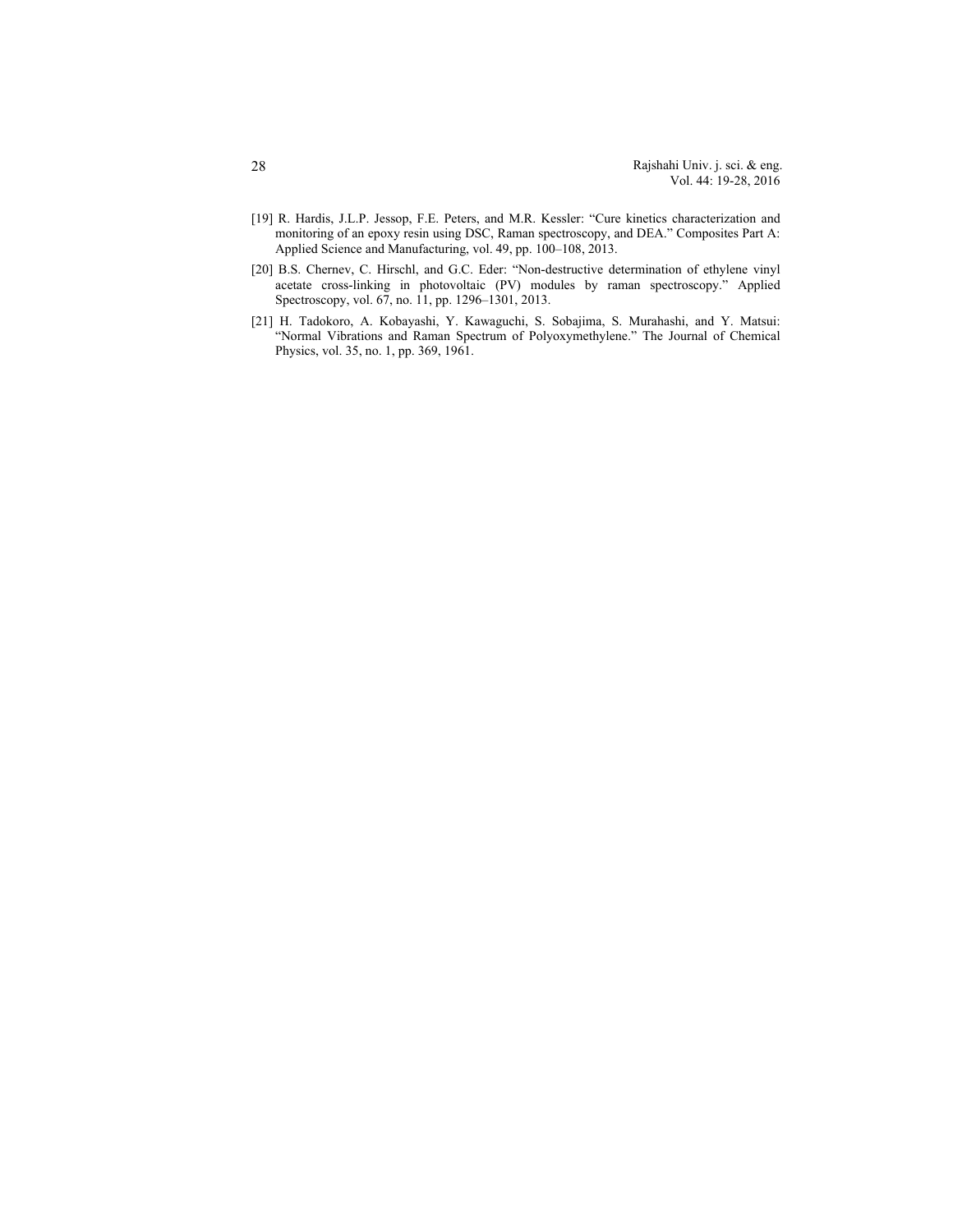[19] R. Hardis, J.L.P. Jessop, F.E. Peters, and M.R. Kessler: "Cure kinetics characterization and monitoring of an epoxy resin using DSC, Raman spectroscopy, and DEA." Composites Part A: Applied Science and Manufacturing, vol. 49, pp. 100–108, 2013.

[20] B.S. Chernev, C. Hirschl, and G.C. Eder: "Non-destructive determination of ethylene vinyl acetate cross-linking in photovoltaic (PV) modules by raman spectroscopy." Applied Spectroscopy, vol. 67, no. 11, pp. 1296–1301, 2013.

[21] H. Tadokoro, A. Kobayashi, Y. Kawaguchi, S. Sobajima, S. Murahashi, and Y. Matsui: "Normal Vibrations and Raman Spectrum of Polyoxymethylene." The Journal of Chemical Physics, vol. 35, no. 1, pp. 369, 1961.